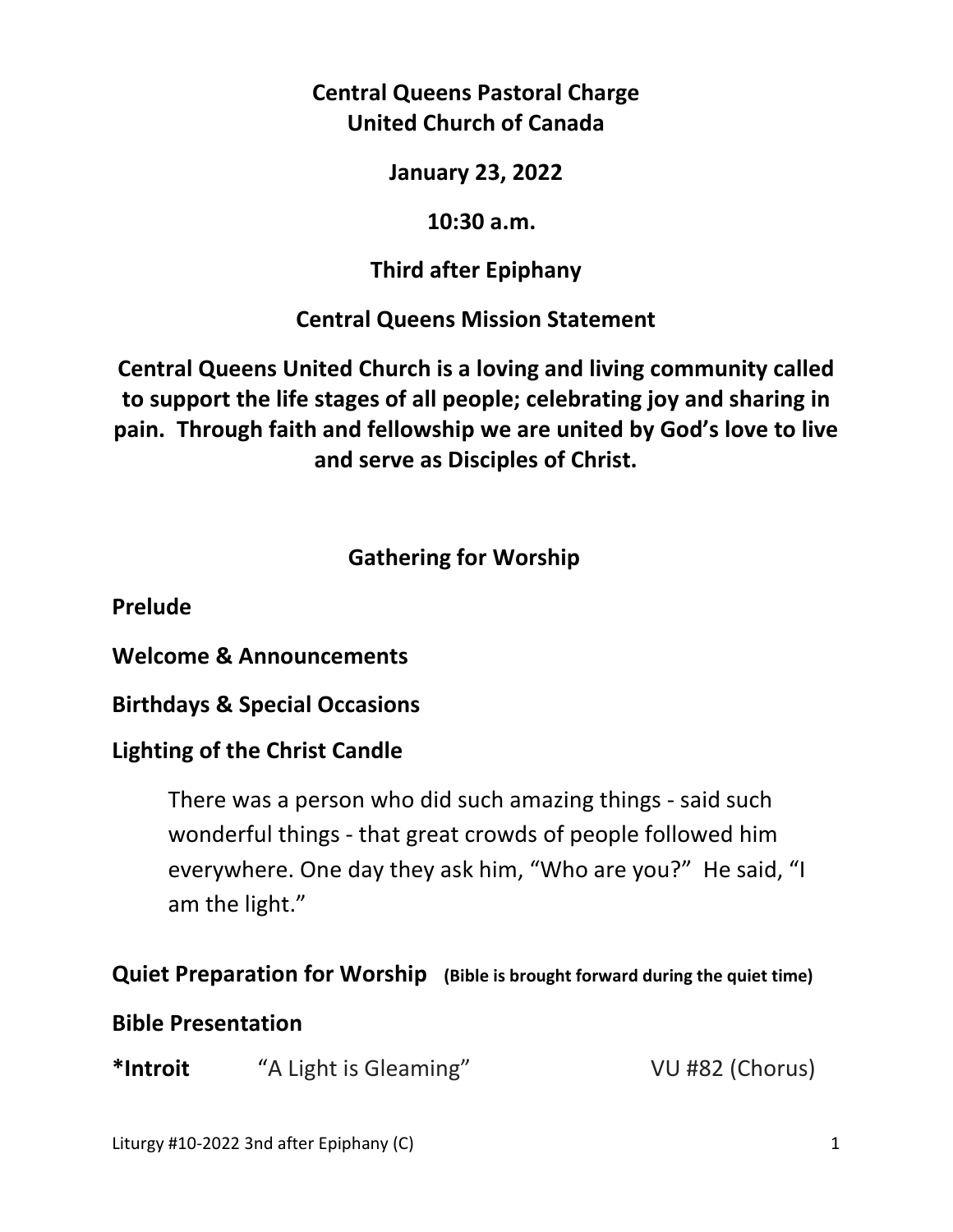# Central Queens Pastoral Charge
# United Church of Canada

**January 23, 2022**

**10:30 a.m.**

**Third after Epiphany**

## Central Queens Mission Statement

**Central Queens United Church is a loving and living community called to support the life stages of all people; celebrating joy and sharing in pain. Through faith and fellowship we are united by God's love to live and serve as Disciples of Christ.**

## Gathering for Worship

**Prelude**

**Welcome & Announcements**

**Birthdays & Special Occasions**

**Lighting of the Christ Candle**

> There was a person who did such amazing things - said such wonderful things - that great crowds of people followed him everywhere. One day they ask him, "Who are you?" He said, "I am the light."

**Quiet Preparation for Worship** **(Bible is brought forward during the quiet time)**

**Bible Presentation**

**\*Introit** "A Light is Gleaming" VU #82 (Chorus)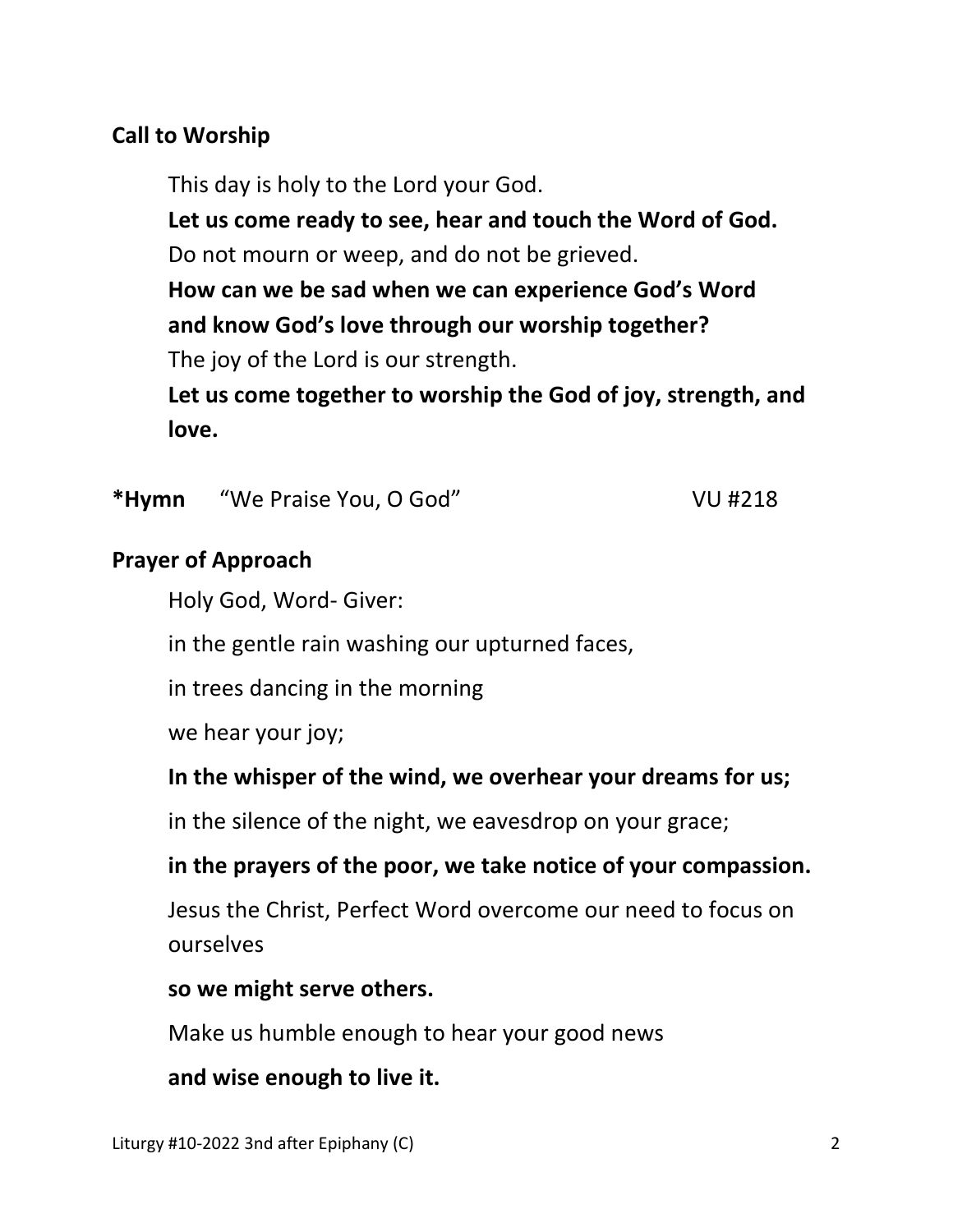**Call to Worship**

This day is holy to the Lord your God.
**Let us come ready to see, hear and touch the Word of God.**
Do not mourn or weep, and do not be grieved.
**How can we be sad when we can experience God's Word and know God's love through our worship together?**
The joy of the Lord is our strength.
**Let us come together to worship the God of joy, strength, and love.**

**\*Hymn** "We Praise You, O God" VU #218

**Prayer of Approach**

Holy God, Word- Giver:

in the gentle rain washing our upturned faces,

in trees dancing in the morning

we hear your joy;

**In the whisper of the wind, we overhear your dreams for us;**

in the silence of the night, we eavesdrop on your grace;

**in the prayers of the poor, we take notice of your compassion.**

Jesus the Christ, Perfect Word overcome our need to focus on ourselves

**so we might serve others.**

Make us humble enough to hear your good news

**and wise enough to live it.**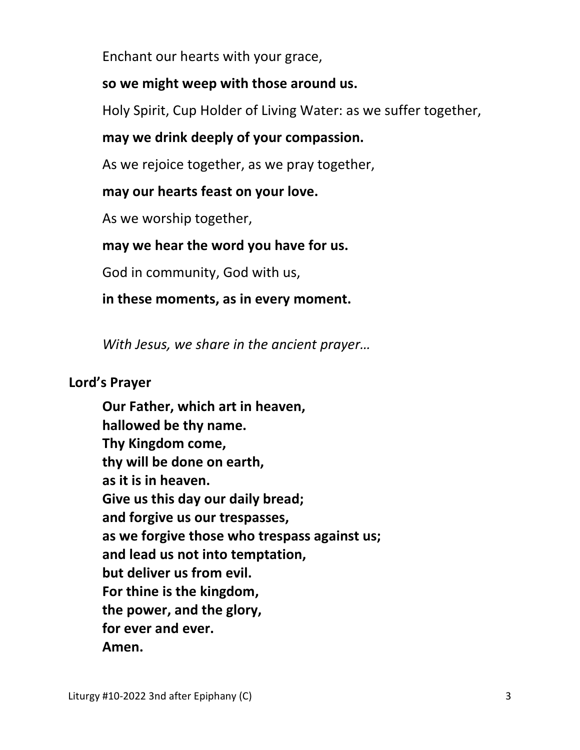Enchant our hearts with your grace,

**so we might weep with those around us.**

Holy Spirit, Cup Holder of Living Water: as we suffer together,

**may we drink deeply of your compassion.**

As we rejoice together, as we pray together,

**may our hearts feast on your love.**

As we worship together,

**may we hear the word you have for us.**

God in community, God with us,

**in these moments, as in every moment.**

*With Jesus, we share in the ancient prayer…*

**Lord's Prayer**

**Our Father, which art in heaven,**
**hallowed be thy name.**
**Thy Kingdom come,**
**thy will be done on earth,**
**as it is in heaven.**
**Give us this day our daily bread;**
**and forgive us our trespasses,**
**as we forgive those who trespass against us;**
**and lead us not into temptation,**
**but deliver us from evil.**
**For thine is the kingdom,**
**the power, and the glory,**
**for ever and ever.**
**Amen.**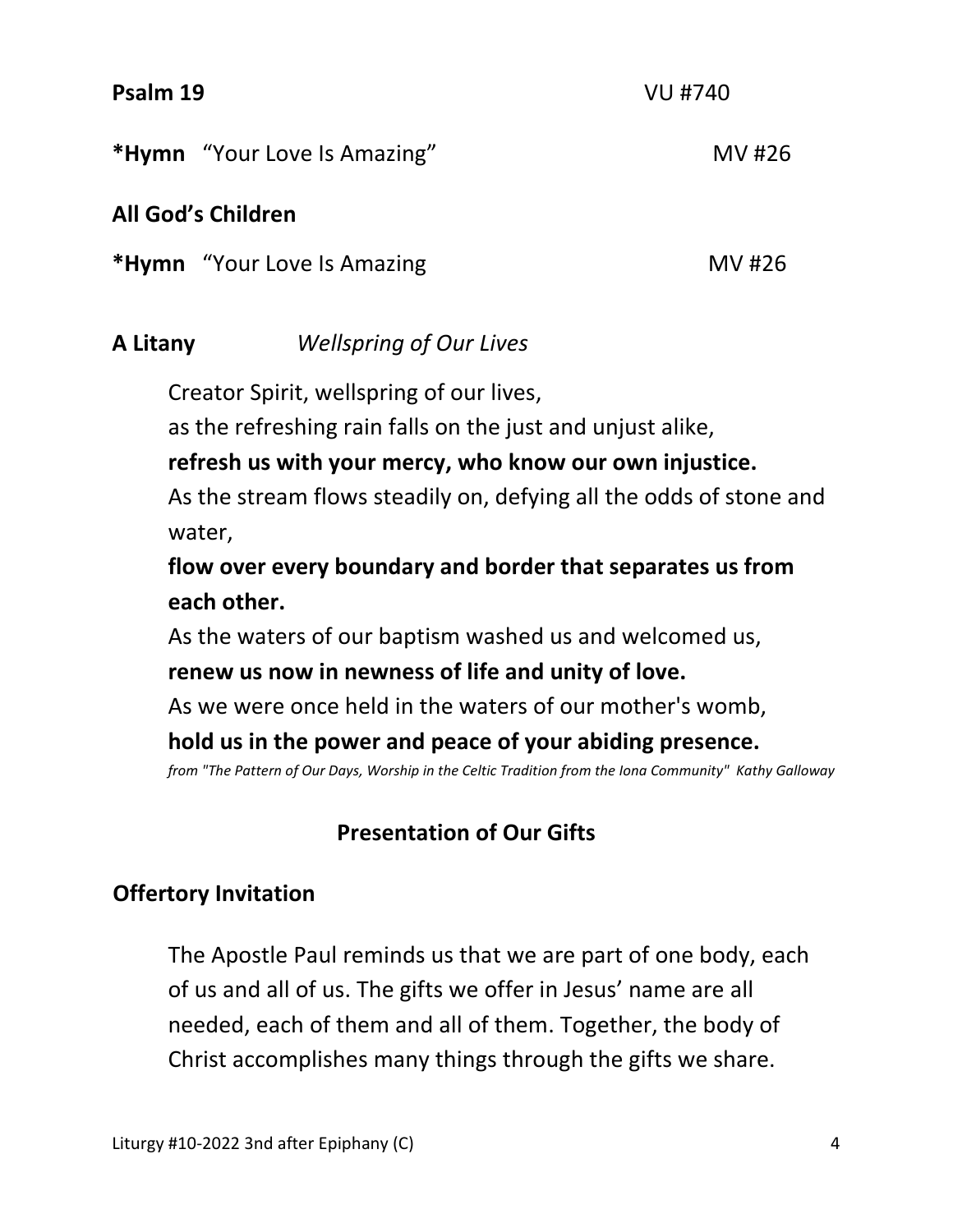**Psalm 19** VU #740

***Hymn** "Your Love Is Amazing" MV #26

**All God's Children**

***Hymn** "Your Love Is Amazing MV #26

**A Litany** *Wellspring of Our Lives*

Creator Spirit, wellspring of our lives,
as the refreshing rain falls on the just and unjust alike,
**refresh us with your mercy, who know our own injustice.**
As the stream flows steadily on, defying all the odds of stone and water,
**flow over every boundary and border that separates us from each other.**
As the waters of our baptism washed us and welcomed us,
**renew us now in newness of life and unity of love.**
As we were once held in the waters of our mother's womb,
**hold us in the power and peace of your abiding presence.**

*from "The Pattern of Our Days, Worship in the Celtic Tradition from the Iona Community" Kathy Galloway*

## Presentation of Our Gifts

**Offertory Invitation**

The Apostle Paul reminds us that we are part of one body, each of us and all of us. The gifts we offer in Jesus' name are all needed, each of them and all of them. Together, the body of Christ accomplishes many things through the gifts we share.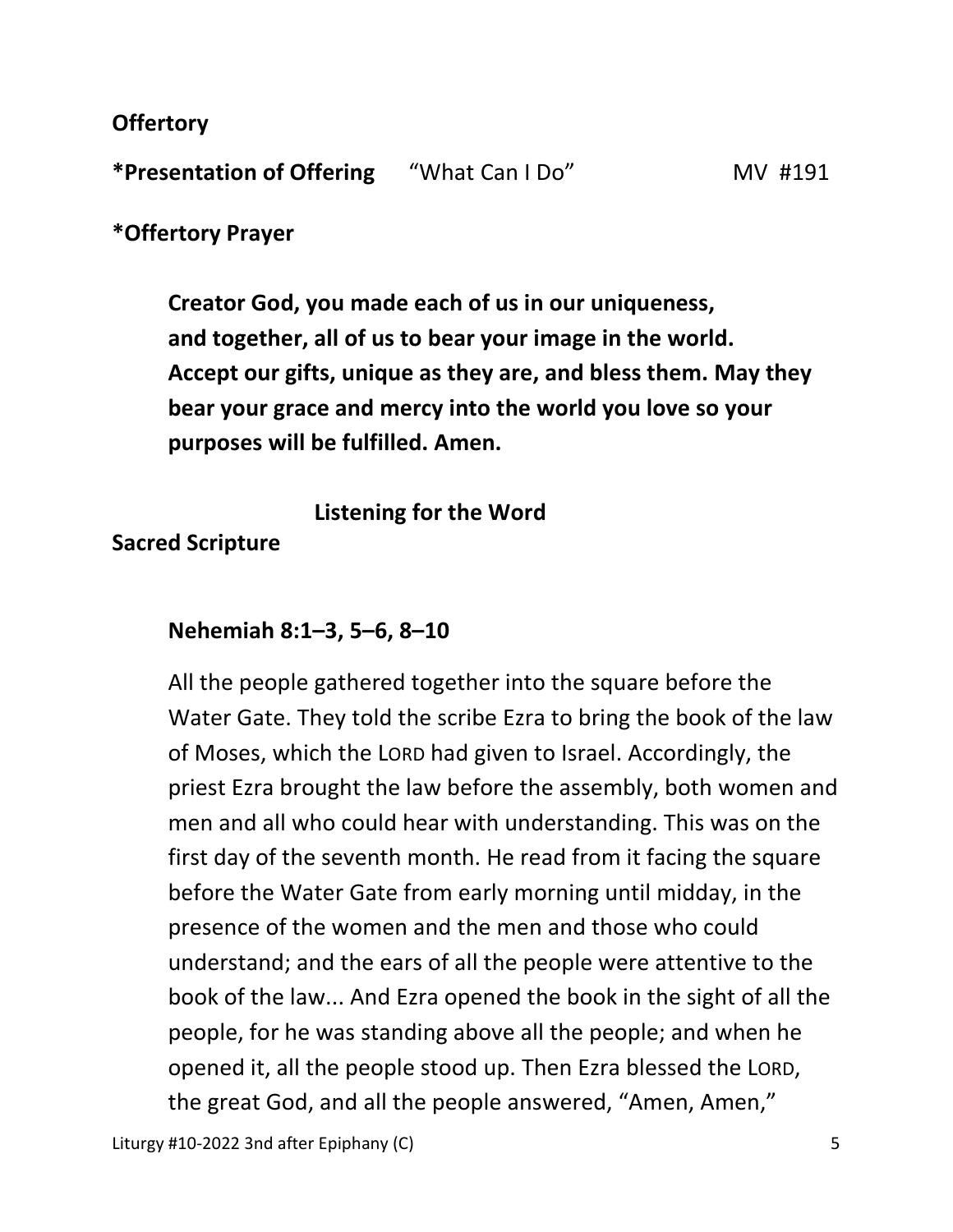**Offertory**

**\*Presentation of Offering** "What Can I Do" MV #191

**\*Offertory Prayer**

**Creator God, you made each of us in our uniqueness, and together, all of us to bear your image in the world. Accept our gifts, unique as they are, and bless them. May they bear your grace and mercy into the world you love so your purposes will be fulfilled. Amen.**

**Listening for the Word**

**Sacred Scripture**

**Nehemiah 8:1–3, 5–6, 8–10**

All the people gathered together into the square before the Water Gate. They told the scribe Ezra to bring the book of the law of Moses, which the LORD had given to Israel. Accordingly, the priest Ezra brought the law before the assembly, both women and men and all who could hear with understanding. This was on the first day of the seventh month. He read from it facing the square before the Water Gate from early morning until midday, in the presence of the women and the men and those who could understand; and the ears of all the people were attentive to the book of the law... And Ezra opened the book in the sight of all the people, for he was standing above all the people; and when he opened it, all the people stood up. Then Ezra blessed the LORD, the great God, and all the people answered, "Amen, Amen,"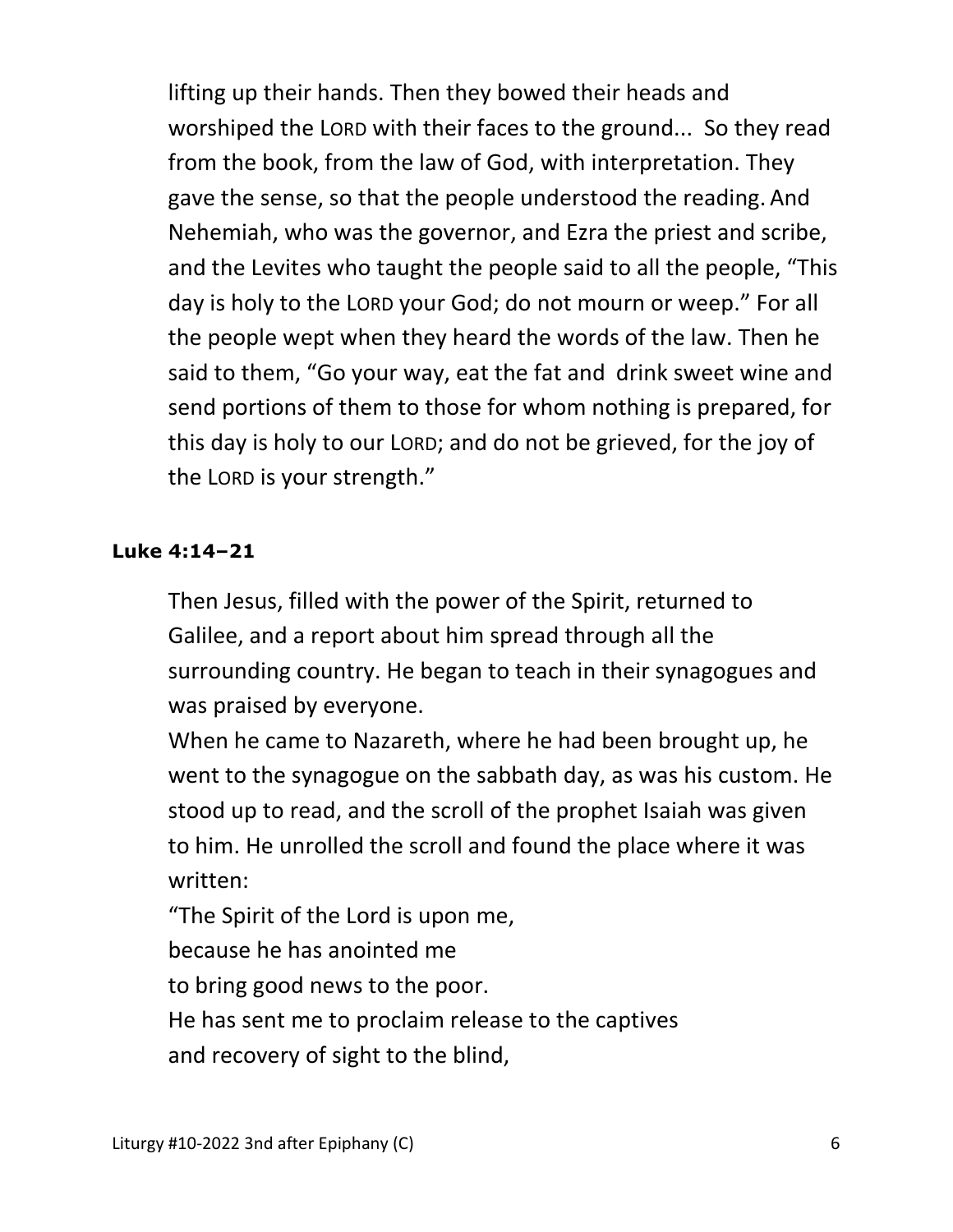lifting up their hands. Then they bowed their heads and worshiped the LORD with their faces to the ground... So they read from the book, from the law of God, with interpretation. They gave the sense, so that the people understood the reading. And Nehemiah, who was the governor, and Ezra the priest and scribe, and the Levites who taught the people said to all the people, "This day is holy to the LORD your God; do not mourn or weep." For all the people wept when they heard the words of the law. Then he said to them, "Go your way, eat the fat and drink sweet wine and send portions of them to those for whom nothing is prepared, for this day is holy to our LORD; and do not be grieved, for the joy of the LORD is your strength."

**Luke 4:14–21**

Then Jesus, filled with the power of the Spirit, returned to Galilee, and a report about him spread through all the surrounding country. He began to teach in their synagogues and was praised by everyone.

When he came to Nazareth, where he had been brought up, he went to the synagogue on the sabbath day, as was his custom. He stood up to read, and the scroll of the prophet Isaiah was given to him. He unrolled the scroll and found the place where it was written:

"The Spirit of the Lord is upon me,
because he has anointed me
to bring good news to the poor.
He has sent me to proclaim release to the captives
and recovery of sight to the blind,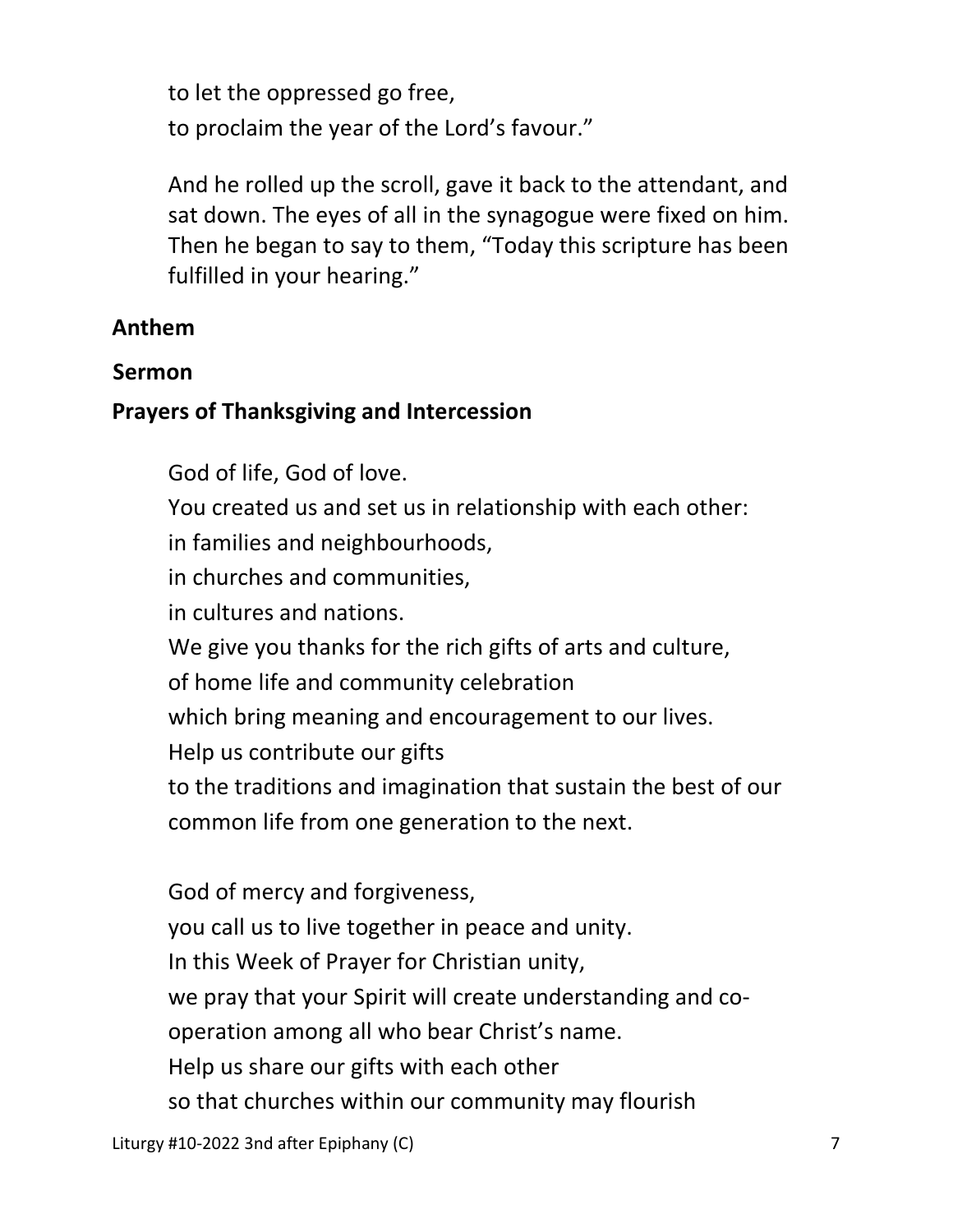to let the oppressed go free,
to proclaim the year of the Lord's favour."

And he rolled up the scroll, gave it back to the attendant, and sat down. The eyes of all in the synagogue were fixed on him. Then he began to say to them, "Today this scripture has been fulfilled in your hearing."

**Anthem**

**Sermon**

**Prayers of Thanksgiving and Intercession**

God of life, God of love.
You created us and set us in relationship with each other:
in families and neighbourhoods,
in churches and communities,
in cultures and nations.
We give you thanks for the rich gifts of arts and culture,
of home life and community celebration
which bring meaning and encouragement to our lives.
Help us contribute our gifts
to the traditions and imagination that sustain the best of our common life from one generation to the next.

God of mercy and forgiveness,
you call us to live together in peace and unity.
In this Week of Prayer for Christian unity,
we pray that your Spirit will create understanding and co-operation among all who bear Christ's name.
Help us share our gifts with each other
so that churches within our community may flourish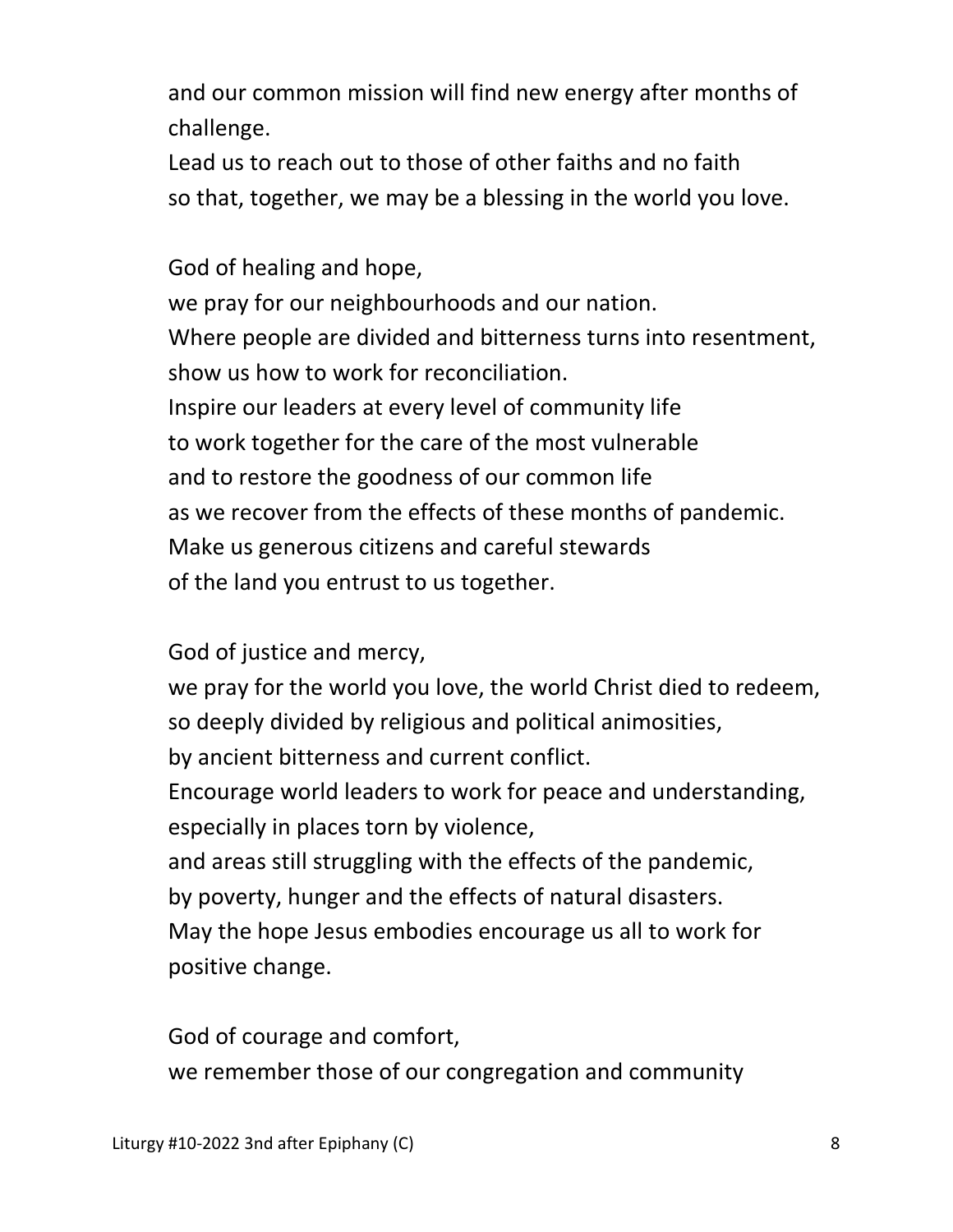and our common mission will find new energy after months of challenge.
Lead us to reach out to those of other faiths and no faith
so that, together, we may be a blessing in the world you love.

God of healing and hope,
we pray for our neighbourhoods and our nation.
Where people are divided and bitterness turns into resentment,
show us how to work for reconciliation.
Inspire our leaders at every level of community life
to work together for the care of the most vulnerable
and to restore the goodness of our common life
as we recover from the effects of these months of pandemic.
Make us generous citizens and careful stewards
of the land you entrust to us together.

God of justice and mercy,
we pray for the world you love, the world Christ died to redeem,
so deeply divided by religious and political animosities,
by ancient bitterness and current conflict.
Encourage world leaders to work for peace and understanding,
especially in places torn by violence,
and areas still struggling with the effects of the pandemic,
by poverty, hunger and the effects of natural disasters.
May the hope Jesus embodies encourage us all to work for positive change.

God of courage and comfort,
we remember those of our congregation and community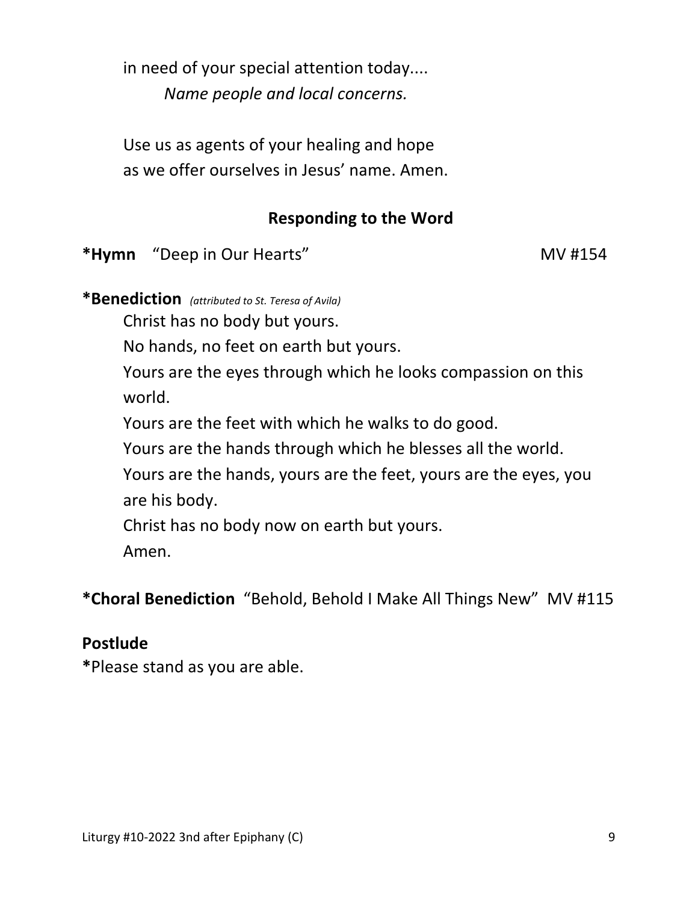in need of your special attention today....
*Name people and local concerns.*

Use us as agents of your healing and hope
as we offer ourselves in Jesus' name. Amen.

### Responding to the Word

**\*Hymn** "Deep in Our Hearts" MV #154

**\*Benediction** *(attributed to St. Teresa of Avila)*

Christ has no body but yours.
No hands, no feet on earth but yours.
Yours are the eyes through which he looks compassion on this world.
Yours are the feet with which he walks to do good.
Yours are the hands through which he blesses all the world.
Yours are the hands, yours are the feet, yours are the eyes, you are his body.
Christ has no body now on earth but yours.
Amen.

**\*Choral Benediction** "Behold, Behold I Make All Things New" MV #115

**Postlude**

**\***Please stand as you are able.